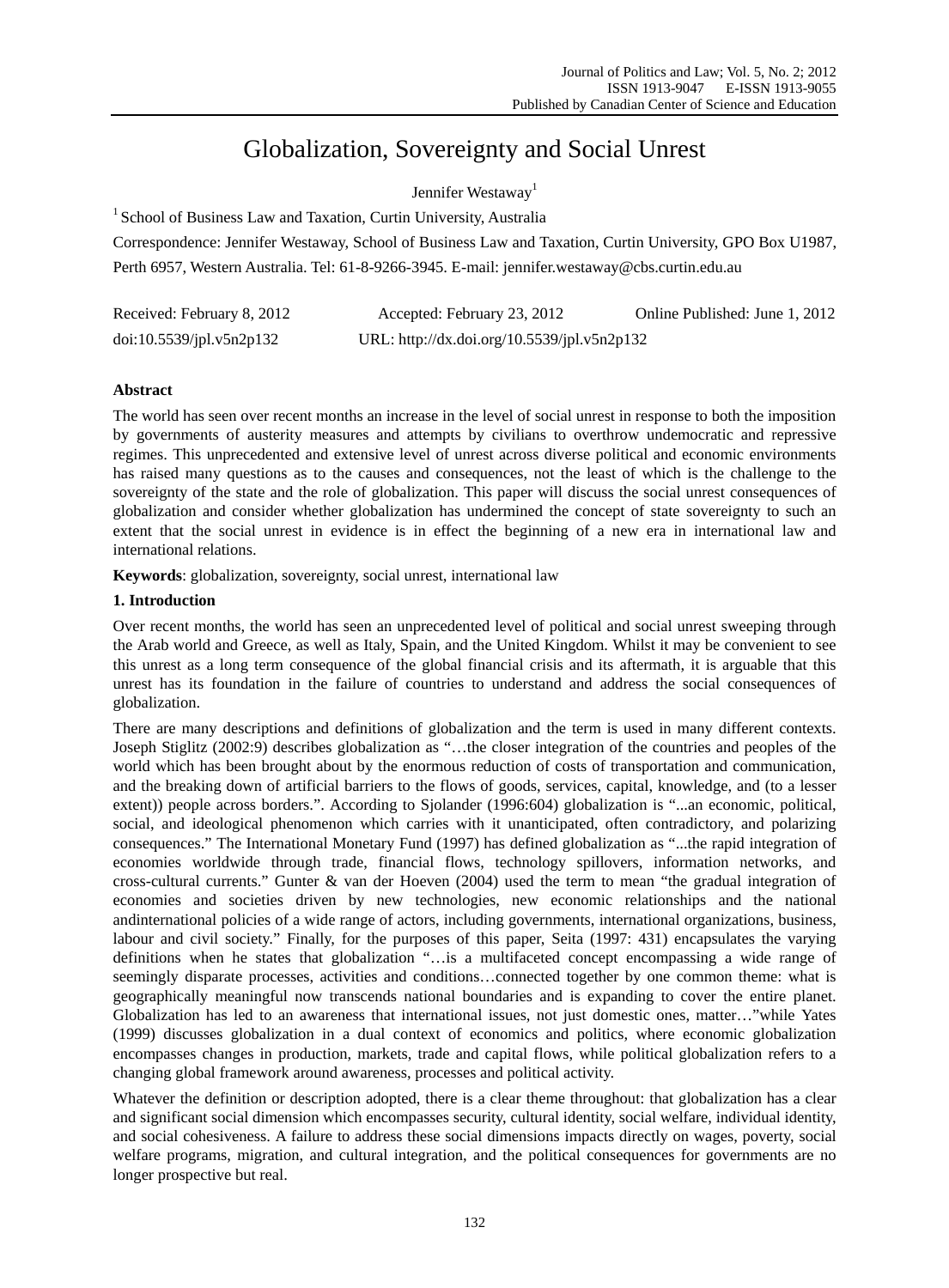# Globalization, Sovereignty and Social Unrest

Jennifer Westaway[1]

[1] School of Business Law and Taxation, Curtin University, Australia

Correspondence: Jennifer Westaway, School of Business Law and Taxation, Curtin University, GPO Box U1987, Perth 6957, Western Australia. Tel: 61-8-9266-3945. E-mail: jennifer.westaway@cbs.curtin.edu.au

Received: February 8, 2012 Accepted: February 23, 2012 Online Published: June 1, 2012

doi:10.5539/jpl.v5n2p132 URL: http://dx.doi.org/10.5539/jpl.v5n2p132

## Abstract

The world has seen over recent months an increase in the level of social unrest in response to both the imposition by governments of austerity measures and attempts by civilians to overthrow undemocratic and repressive regimes. This unprecedented and extensive level of unrest across diverse political and economic environments has raised many questions as to the causes and consequences, not the least of which is the challenge to the sovereignty of the state and the role of globalization. This paper will discuss the social unrest consequences of globalization and consider whether globalization has undermined the concept of state sovereignty to such an extent that the social unrest in evidence is in effect the beginning of a new era in international law and international relations.

**Keywords**: globalization, sovereignty, social unrest, international law

## 1. Introduction

Over recent months, the world has seen an unprecedented level of political and social unrest sweeping through the Arab world and Greece, as well as Italy, Spain, and the United Kingdom. Whilst it may be convenient to see this unrest as a long term consequence of the global financial crisis and its aftermath, it is arguable that this unrest has its foundation in the failure of countries to understand and address the social consequences of globalization.

There are many descriptions and definitions of globalization and the term is used in many different contexts. Joseph Stiglitz (2002:9) describes globalization as "…the closer integration of the countries and peoples of the world which has been brought about by the enormous reduction of costs of transportation and communication, and the breaking down of artificial barriers to the flows of goods, services, capital, knowledge, and (to a lesser extent)) people across borders.". According to Sjolander (1996:604) globalization is "...an economic, political, social, and ideological phenomenon which carries with it unanticipated, often contradictory, and polarizing consequences." The International Monetary Fund (1997) has defined globalization as "...the rapid integration of economies worldwide through trade, financial flows, technology spillovers, information networks, and cross-cultural currents." Gunter & van der Hoeven (2004) used the term to mean "the gradual integration of economies and societies driven by new technologies, new economic relationships and the national andinternational policies of a wide range of actors, including governments, international organizations, business, labour and civil society." Finally, for the purposes of this paper, Seita (1997: 431) encapsulates the varying definitions when he states that globalization "…is a multifaceted concept encompassing a wide range of seemingly disparate processes, activities and conditions…connected together by one common theme: what is geographically meaningful now transcends national boundaries and is expanding to cover the entire planet. Globalization has led to an awareness that international issues, not just domestic ones, matter…"while Yates (1999) discusses globalization in a dual context of economics and politics, where economic globalization encompasses changes in production, markets, trade and capital flows, while political globalization refers to a changing global framework around awareness, processes and political activity.

Whatever the definition or description adopted, there is a clear theme throughout: that globalization has a clear and significant social dimension which encompasses security, cultural identity, social welfare, individual identity, and social cohesiveness. A failure to address these social dimensions impacts directly on wages, poverty, social welfare programs, migration, and cultural integration, and the political consequences for governments are no longer prospective but real.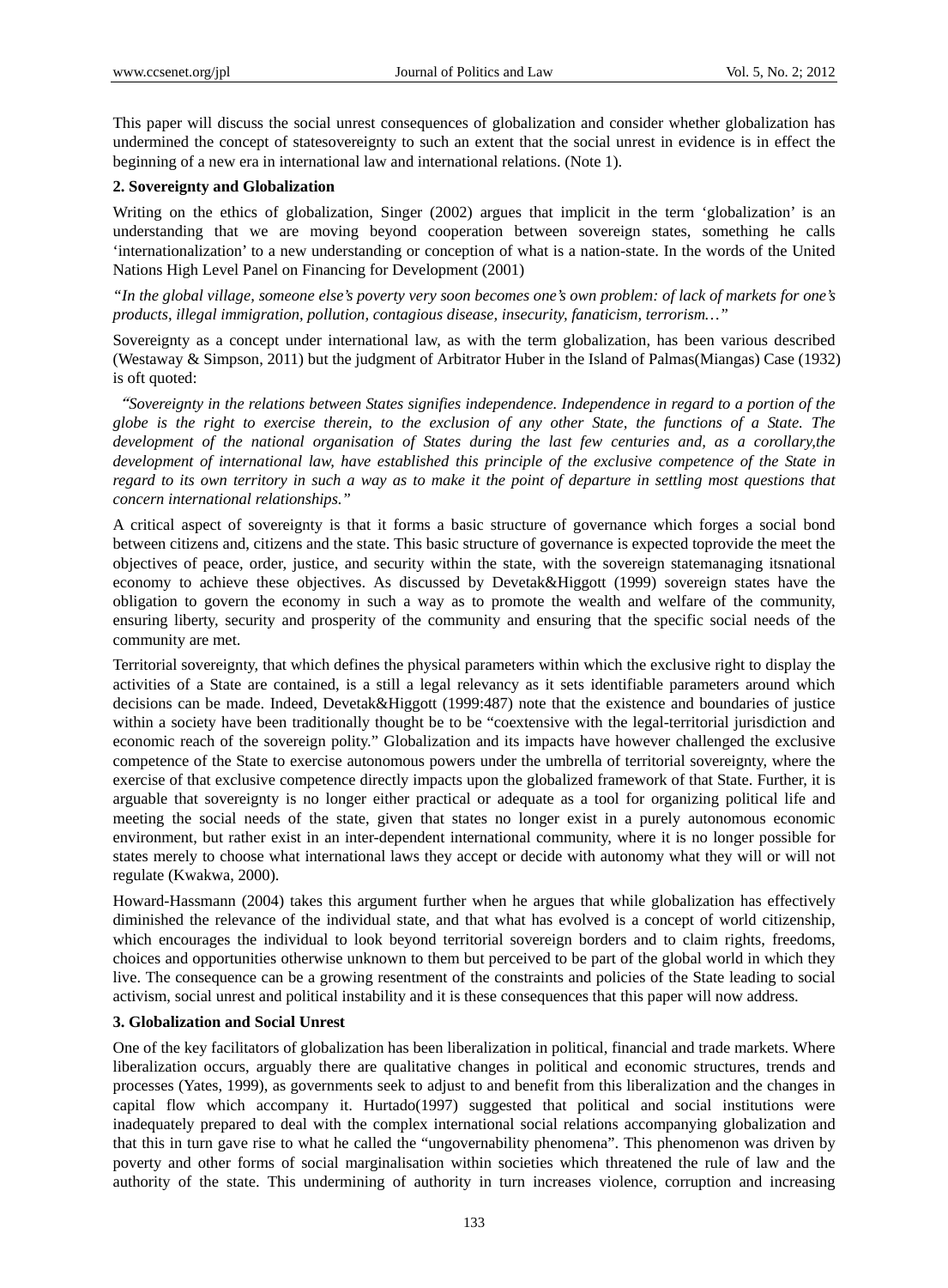This paper will discuss the social unrest consequences of globalization and consider whether globalization has undermined the concept of statesovereignty to such an extent that the social unrest in evidence is in effect the beginning of a new era in international law and international relations. (Note 1).

## 2. Sovereignty and Globalization

Writing on the ethics of globalization, Singer (2002) argues that implicit in the term 'globalization' is an understanding that we are moving beyond cooperation between sovereign states, something he calls 'internationalization' to a new understanding or conception of what is a nation-state. In the words of the United Nations High Level Panel on Financing for Development (2001)

*"In the global village, someone else's poverty very soon becomes one's own problem: of lack of markets for one's products, illegal immigration, pollution, contagious disease, insecurity, fanaticism, terrorism…"*

Sovereignty as a concept under international law, as with the term globalization, has been various described (Westaway & Simpson, 2011) but the judgment of Arbitrator Huber in the Island of Palmas(Miangas) Case (1932) is oft quoted:

*"Sovereignty in the relations between States signifies independence. Independence in regard to a portion of the globe is the right to exercise therein, to the exclusion of any other State, the functions of a State. The development of the national organisation of States during the last few centuries and, as a corollary,the development of international law, have established this principle of the exclusive competence of the State in regard to its own territory in such a way as to make it the point of departure in settling most questions that concern international relationships."*

A critical aspect of sovereignty is that it forms a basic structure of governance which forges a social bond between citizens and, citizens and the state. This basic structure of governance is expected toprovide the meet the objectives of peace, order, justice, and security within the state, with the sovereign statemanaging itsnational economy to achieve these objectives. As discussed by Devetak&Higgott (1999) sovereign states have the obligation to govern the economy in such a way as to promote the wealth and welfare of the community, ensuring liberty, security and prosperity of the community and ensuring that the specific social needs of the community are met.

Territorial sovereignty, that which defines the physical parameters within which the exclusive right to display the activities of a State are contained, is a still a legal relevancy as it sets identifiable parameters around which decisions can be made. Indeed, Devetak&Higgott (1999:487) note that the existence and boundaries of justice within a society have been traditionally thought be to be "coextensive with the legal-territorial jurisdiction and economic reach of the sovereign polity." Globalization and its impacts have however challenged the exclusive competence of the State to exercise autonomous powers under the umbrella of territorial sovereignty, where the exercise of that exclusive competence directly impacts upon the globalized framework of that State. Further, it is arguable that sovereignty is no longer either practical or adequate as a tool for organizing political life and meeting the social needs of the state, given that states no longer exist in a purely autonomous economic environment, but rather exist in an inter-dependent international community, where it is no longer possible for states merely to choose what international laws they accept or decide with autonomy what they will or will not regulate (Kwakwa, 2000).

Howard-Hassmann (2004) takes this argument further when he argues that while globalization has effectively diminished the relevance of the individual state, and that what has evolved is a concept of world citizenship, which encourages the individual to look beyond territorial sovereign borders and to claim rights, freedoms, choices and opportunities otherwise unknown to them but perceived to be part of the global world in which they live. The consequence can be a growing resentment of the constraints and policies of the State leading to social activism, social unrest and political instability and it is these consequences that this paper will now address.

## 3. Globalization and Social Unrest

One of the key facilitators of globalization has been liberalization in political, financial and trade markets. Where liberalization occurs, arguably there are qualitative changes in political and economic structures, trends and processes (Yates, 1999), as governments seek to adjust to and benefit from this liberalization and the changes in capital flow which accompany it. Hurtado(1997) suggested that political and social institutions were inadequately prepared to deal with the complex international social relations accompanying globalization and that this in turn gave rise to what he called the "ungovernability phenomena". This phenomenon was driven by poverty and other forms of social marginalisation within societies which threatened the rule of law and the authority of the state. This undermining of authority in turn increases violence, corruption and increasing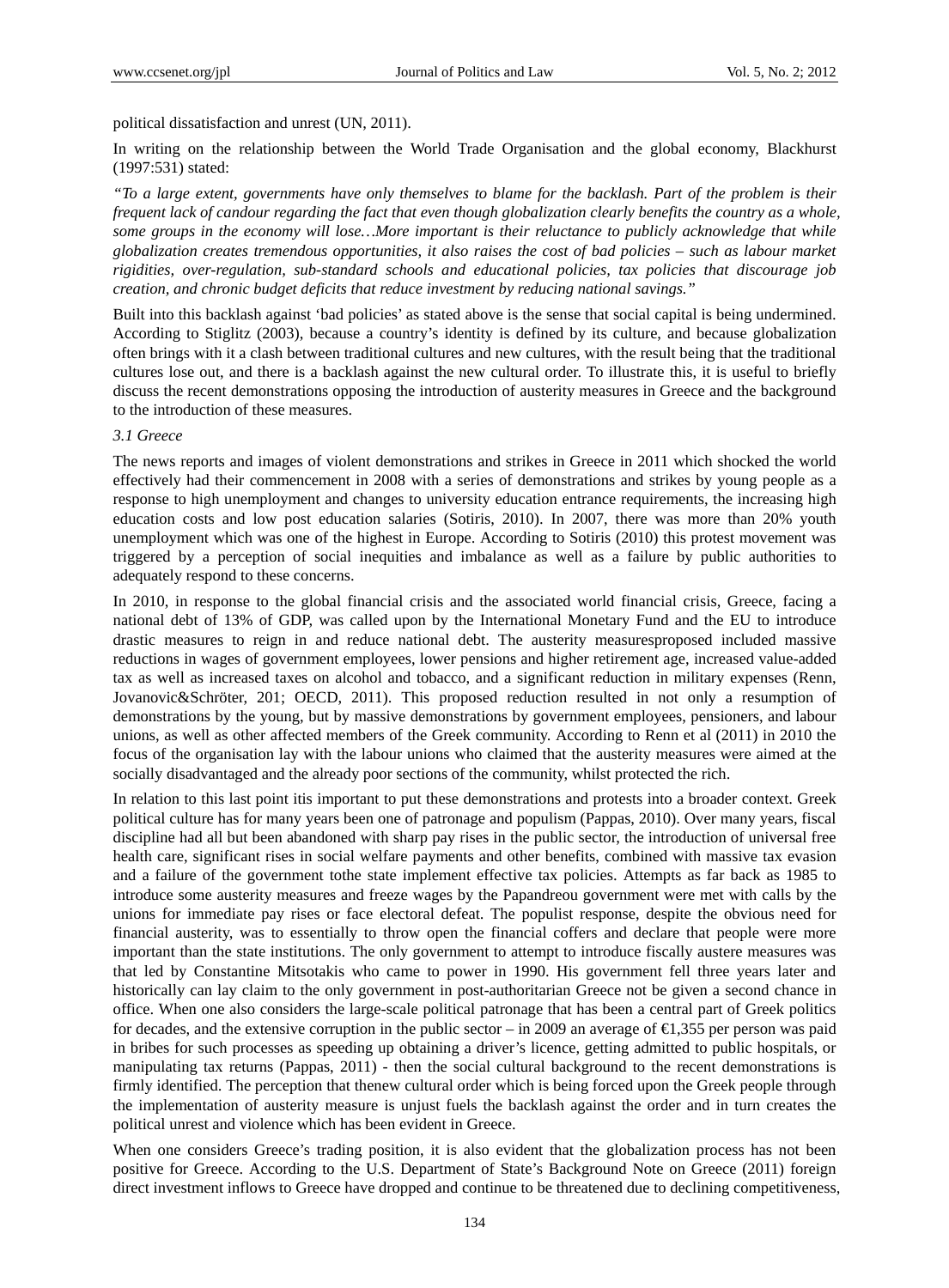political dissatisfaction and unrest (UN, 2011).

In writing on the relationship between the World Trade Organisation and the global economy, Blackhurst (1997:531) stated:

*"To a large extent, governments have only themselves to blame for the backlash. Part of the problem is their frequent lack of candour regarding the fact that even though globalization clearly benefits the country as a whole, some groups in the economy will lose…More important is their reluctance to publicly acknowledge that while globalization creates tremendous opportunities, it also raises the cost of bad policies – such as labour market rigidities, over-regulation, sub-standard schools and educational policies, tax policies that discourage job creation, and chronic budget deficits that reduce investment by reducing national savings."*

Built into this backlash against 'bad policies' as stated above is the sense that social capital is being undermined. According to Stiglitz (2003), because a country's identity is defined by its culture, and because globalization often brings with it a clash between traditional cultures and new cultures, with the result being that the traditional cultures lose out, and there is a backlash against the new cultural order. To illustrate this, it is useful to briefly discuss the recent demonstrations opposing the introduction of austerity measures in Greece and the background to the introduction of these measures.

### *3.1 Greece*

The news reports and images of violent demonstrations and strikes in Greece in 2011 which shocked the world effectively had their commencement in 2008 with a series of demonstrations and strikes by young people as a response to high unemployment and changes to university education entrance requirements, the increasing high education costs and low post education salaries (Sotiris, 2010). In 2007, there was more than 20% youth unemployment which was one of the highest in Europe. According to Sotiris (2010) this protest movement was triggered by a perception of social inequities and imbalance as well as a failure by public authorities to adequately respond to these concerns.

In 2010, in response to the global financial crisis and the associated world financial crisis, Greece, facing a national debt of 13% of GDP, was called upon by the International Monetary Fund and the EU to introduce drastic measures to reign in and reduce national debt. The austerity measuresproposed included massive reductions in wages of government employees, lower pensions and higher retirement age, increased value-added tax as well as increased taxes on alcohol and tobacco, and a significant reduction in military expenses (Renn, Jovanovic&Schröter, 201; OECD, 2011). This proposed reduction resulted in not only a resumption of demonstrations by the young, but by massive demonstrations by government employees, pensioners, and labour unions, as well as other affected members of the Greek community. According to Renn et al (2011) in 2010 the focus of the organisation lay with the labour unions who claimed that the austerity measures were aimed at the socially disadvantaged and the already poor sections of the community, whilst protected the rich.

In relation to this last point itis important to put these demonstrations and protests into a broader context. Greek political culture has for many years been one of patronage and populism (Pappas, 2010). Over many years, fiscal discipline had all but been abandoned with sharp pay rises in the public sector, the introduction of universal free health care, significant rises in social welfare payments and other benefits, combined with massive tax evasion and a failure of the government tothe state implement effective tax policies. Attempts as far back as 1985 to introduce some austerity measures and freeze wages by the Papandreou government were met with calls by the unions for immediate pay rises or face electoral defeat. The populist response, despite the obvious need for financial austerity, was to essentially to throw open the financial coffers and declare that people were more important than the state institutions. The only government to attempt to introduce fiscally austere measures was that led by Constantine Mitsotakis who came to power in 1990. His government fell three years later and historically can lay claim to the only government in post-authoritarian Greece not be given a second chance in office. When one also considers the large-scale political patronage that has been a central part of Greek politics for decades, and the extensive corruption in the public sector – in 2009 an average of €1,355 per person was paid in bribes for such processes as speeding up obtaining a driver's licence, getting admitted to public hospitals, or manipulating tax returns (Pappas, 2011) - then the social cultural background to the recent demonstrations is firmly identified. The perception that thenew cultural order which is being forced upon the Greek people through the implementation of austerity measure is unjust fuels the backlash against the order and in turn creates the political unrest and violence which has been evident in Greece.

When one considers Greece's trading position, it is also evident that the globalization process has not been positive for Greece. According to the U.S. Department of State's Background Note on Greece (2011) foreign direct investment inflows to Greece have dropped and continue to be threatened due to declining competitiveness,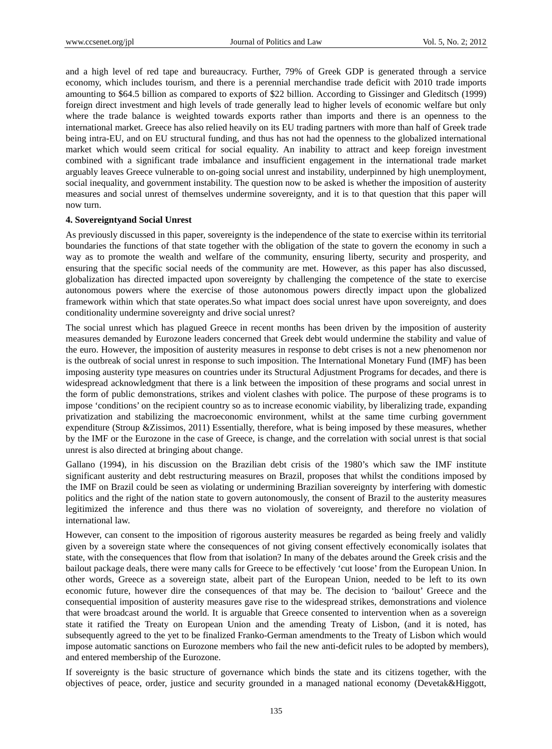and a high level of red tape and bureaucracy. Further, 79% of Greek GDP is generated through a service economy, which includes tourism, and there is a perennial merchandise trade deficit with 2010 trade imports amounting to $64.5 billion as compared to exports of $22 billion. According to Gissinger and Gleditsch (1999) foreign direct investment and high levels of trade generally lead to higher levels of economic welfare but only where the trade balance is weighted towards exports rather than imports and there is an openness to the international market. Greece has also relied heavily on its EU trading partners with more than half of Greek trade being intra-EU, and on EU structural funding, and thus has not had the openness to the globalized international market which would seem critical for social equality. An inability to attract and keep foreign investment combined with a significant trade imbalance and insufficient engagement in the international trade market arguably leaves Greece vulnerable to on-going social unrest and instability, underpinned by high unemployment, social inequality, and government instability. The question now to be asked is whether the imposition of austerity measures and social unrest of themselves undermine sovereignty, and it is to that question that this paper will now turn.

**4. Sovereigntyand Social Unrest**

As previously discussed in this paper, sovereignty is the independence of the state to exercise within its territorial boundaries the functions of that state together with the obligation of the state to govern the economy in such a way as to promote the wealth and welfare of the community, ensuring liberty, security and prosperity, and ensuring that the specific social needs of the community are met. However, as this paper has also discussed, globalization has directed impacted upon sovereignty by challenging the competence of the state to exercise autonomous powers where the exercise of those autonomous powers directly impact upon the globalized framework within which that state operates.So what impact does social unrest have upon sovereignty, and does conditionality undermine sovereignty and drive social unrest?

The social unrest which has plagued Greece in recent months has been driven by the imposition of austerity measures demanded by Eurozone leaders concerned that Greek debt would undermine the stability and value of the euro. However, the imposition of austerity measures in response to debt crises is not a new phenomenon nor is the outbreak of social unrest in response to such imposition. The International Monetary Fund (IMF) has been imposing austerity type measures on countries under its Structural Adjustment Programs for decades, and there is widespread acknowledgment that there is a link between the imposition of these programs and social unrest in the form of public demonstrations, strikes and violent clashes with police. The purpose of these programs is to impose 'conditions' on the recipient country so as to increase economic viability, by liberalizing trade, expanding privatization and stabilizing the macroeconomic environment, whilst at the same time curbing government expenditure (Stroup &Zissimos, 2011) Essentially, therefore, what is being imposed by these measures, whether by the IMF or the Eurozone in the case of Greece, is change, and the correlation with social unrest is that social unrest is also directed at bringing about change.

Gallano (1994), in his discussion on the Brazilian debt crisis of the 1980's which saw the IMF institute significant austerity and debt restructuring measures on Brazil, proposes that whilst the conditions imposed by the IMF on Brazil could be seen as violating or undermining Brazilian sovereignty by interfering with domestic politics and the right of the nation state to govern autonomously, the consent of Brazil to the austerity measures legitimized the inference and thus there was no violation of sovereignty, and therefore no violation of international law.

However, can consent to the imposition of rigorous austerity measures be regarded as being freely and validly given by a sovereign state where the consequences of not giving consent effectively economically isolates that state, with the consequences that flow from that isolation? In many of the debates around the Greek crisis and the bailout package deals, there were many calls for Greece to be effectively 'cut loose' from the European Union. In other words, Greece as a sovereign state, albeit part of the European Union, needed to be left to its own economic future, however dire the consequences of that may be. The decision to 'bailout' Greece and the consequential imposition of austerity measures gave rise to the widespread strikes, demonstrations and violence that were broadcast around the world. It is arguable that Greece consented to intervention when as a sovereign state it ratified the Treaty on European Union and the amending Treaty of Lisbon, (and it is noted, has subsequently agreed to the yet to be finalized Franko-German amendments to the Treaty of Lisbon which would impose automatic sanctions on Eurozone members who fail the new anti-deficit rules to be adopted by members), and entered membership of the Eurozone.

If sovereignty is the basic structure of governance which binds the state and its citizens together, with the objectives of peace, order, justice and security grounded in a managed national economy (Devetak&Higgott,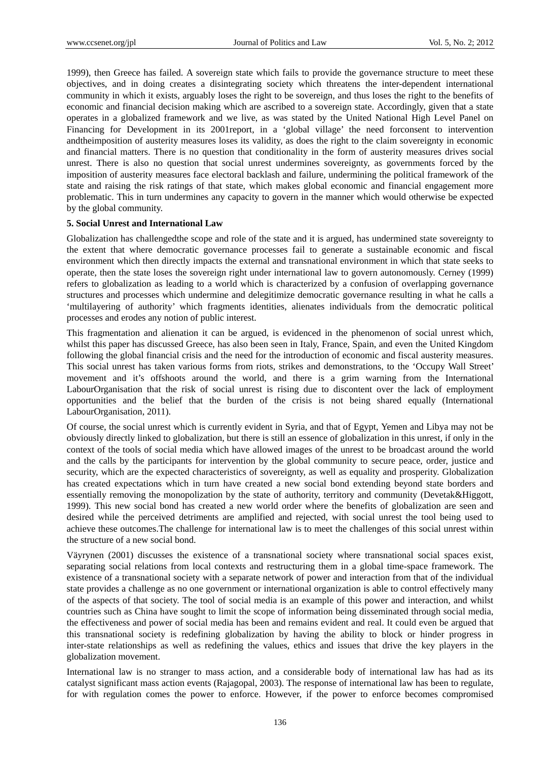1999), then Greece has failed. A sovereign state which fails to provide the governance structure to meet these objectives, and in doing creates a disintegrating society which threatens the inter-dependent international community in which it exists, arguably loses the right to be sovereign, and thus loses the right to the benefits of economic and financial decision making which are ascribed to a sovereign state. Accordingly, given that a state operates in a globalized framework and we live, as was stated by the United National High Level Panel on Financing for Development in its 2001report, in a 'global village' the need forconsent to intervention andtheimposition of austerity measures loses its validity, as does the right to the claim sovereignty in economic and financial matters. There is no question that conditionality in the form of austerity measures drives social unrest. There is also no question that social unrest undermines sovereignty, as governments forced by the imposition of austerity measures face electoral backlash and failure, undermining the political framework of the state and raising the risk ratings of that state, which makes global economic and financial engagement more problematic. This in turn undermines any capacity to govern in the manner which would otherwise be expected by the global community.

**5. Social Unrest and International Law**

Globalization has challengedthe scope and role of the state and it is argued, has undermined state sovereignty to the extent that where democratic governance processes fail to generate a sustainable economic and fiscal environment which then directly impacts the external and transnational environment in which that state seeks to operate, then the state loses the sovereign right under international law to govern autonomously. Cerney (1999) refers to globalization as leading to a world which is characterized by a confusion of overlapping governance structures and processes which undermine and delegitimize democratic governance resulting in what he calls a 'multilayering of authority' which fragments identities, alienates individuals from the democratic political processes and erodes any notion of public interest.

This fragmentation and alienation it can be argued, is evidenced in the phenomenon of social unrest which, whilst this paper has discussed Greece, has also been seen in Italy, France, Spain, and even the United Kingdom following the global financial crisis and the need for the introduction of economic and fiscal austerity measures. This social unrest has taken various forms from riots, strikes and demonstrations, to the 'Occupy Wall Street' movement and it's offshoots around the world, and there is a grim warning from the International LabourOrganisation that the risk of social unrest is rising due to discontent over the lack of employment opportunities and the belief that the burden of the crisis is not being shared equally (International LabourOrganisation, 2011).

Of course, the social unrest which is currently evident in Syria, and that of Egypt, Yemen and Libya may not be obviously directly linked to globalization, but there is still an essence of globalization in this unrest, if only in the context of the tools of social media which have allowed images of the unrest to be broadcast around the world and the calls by the participants for intervention by the global community to secure peace, order, justice and security, which are the expected characteristics of sovereignty, as well as equality and prosperity. Globalization has created expectations which in turn have created a new social bond extending beyond state borders and essentially removing the monopolization by the state of authority, territory and community (Devetak&Higgott, 1999). This new social bond has created a new world order where the benefits of globalization are seen and desired while the perceived detriments are amplified and rejected, with social unrest the tool being used to achieve these outcomes.The challenge for international law is to meet the challenges of this social unrest within the structure of a new social bond.

Väyrynen (2001) discusses the existence of a transnational society where transnational social spaces exist, separating social relations from local contexts and restructuring them in a global time-space framework. The existence of a transnational society with a separate network of power and interaction from that of the individual state provides a challenge as no one government or international organization is able to control effectively many of the aspects of that society. The tool of social media is an example of this power and interaction, and whilst countries such as China have sought to limit the scope of information being disseminated through social media, the effectiveness and power of social media has been and remains evident and real. It could even be argued that this transnational society is redefining globalization by having the ability to block or hinder progress in inter-state relationships as well as redefining the values, ethics and issues that drive the key players in the globalization movement.

International law is no stranger to mass action, and a considerable body of international law has had as its catalyst significant mass action events (Rajagopal, 2003). The response of international law has been to regulate, for with regulation comes the power to enforce. However, if the power to enforce becomes compromised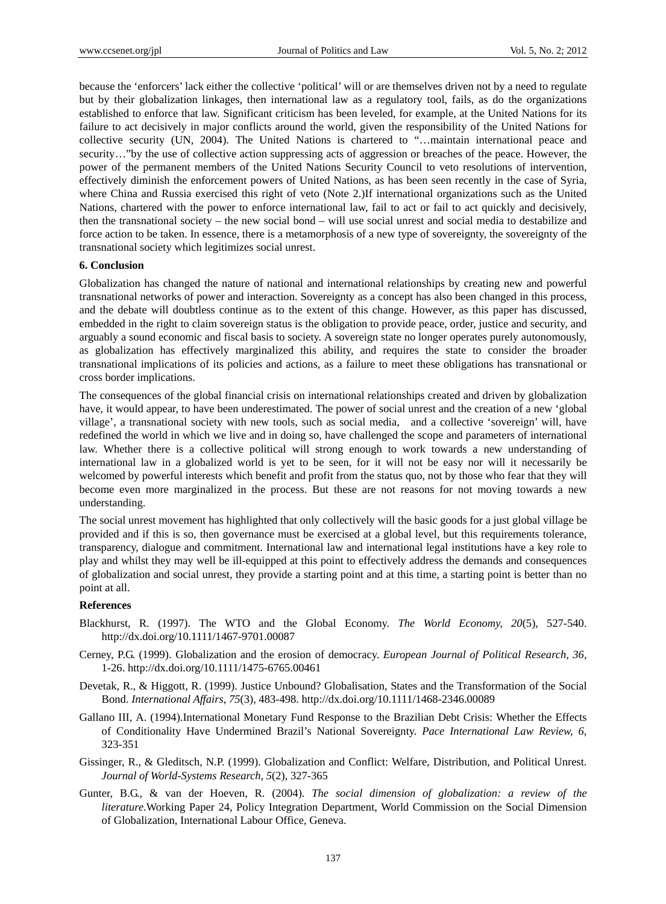because the 'enforcers' lack either the collective 'political' will or are themselves driven not by a need to regulate but by their globalization linkages, then international law as a regulatory tool, fails, as do the organizations established to enforce that law. Significant criticism has been leveled, for example, at the United Nations for its failure to act decisively in major conflicts around the world, given the responsibility of the United Nations for collective security (UN, 2004). The United Nations is chartered to "…maintain international peace and security…"by the use of collective action suppressing acts of aggression or breaches of the peace. However, the power of the permanent members of the United Nations Security Council to veto resolutions of intervention, effectively diminish the enforcement powers of United Nations, as has been seen recently in the case of Syria, where China and Russia exercised this right of veto (Note 2.)If international organizations such as the United Nations, chartered with the power to enforce international law, fail to act or fail to act quickly and decisively, then the transnational society – the new social bond – will use social unrest and social media to destabilize and force action to be taken. In essence, there is a metamorphosis of a new type of sovereignty, the sovereignty of the transnational society which legitimizes social unrest.

## 6. Conclusion

Globalization has changed the nature of national and international relationships by creating new and powerful transnational networks of power and interaction. Sovereignty as a concept has also been changed in this process, and the debate will doubtless continue as to the extent of this change. However, as this paper has discussed, embedded in the right to claim sovereign status is the obligation to provide peace, order, justice and security, and arguably a sound economic and fiscal basis to society. A sovereign state no longer operates purely autonomously, as globalization has effectively marginalized this ability, and requires the state to consider the broader transnational implications of its policies and actions, as a failure to meet these obligations has transnational or cross border implications.

The consequences of the global financial crisis on international relationships created and driven by globalization have, it would appear, to have been underestimated. The power of social unrest and the creation of a new 'global village', a transnational society with new tools, such as social media, and a collective 'sovereign' will, have redefined the world in which we live and in doing so, have challenged the scope and parameters of international law. Whether there is a collective political will strong enough to work towards a new understanding of international law in a globalized world is yet to be seen, for it will not be easy nor will it necessarily be welcomed by powerful interests which benefit and profit from the status quo, not by those who fear that they will become even more marginalized in the process. But these are not reasons for not moving towards a new understanding.

The social unrest movement has highlighted that only collectively will the basic goods for a just global village be provided and if this is so, then governance must be exercised at a global level, but this requirements tolerance, transparency, dialogue and commitment. International law and international legal institutions have a key role to play and whilst they may well be ill-equipped at this point to effectively address the demands and consequences of globalization and social unrest, they provide a starting point and at this time, a starting point is better than no point at all.

## References

Blackhurst, R. (1997). The WTO and the Global Economy. *The World Economy, 20*(5), 527-540. http://dx.doi.org/10.1111/1467-9701.00087

Cerney, P.G. (1999). Globalization and the erosion of democracy. *European Journal of Political Research, 36*, 1-26. http://dx.doi.org/10.1111/1475-6765.00461

Devetak, R., & Higgott, R. (1999). Justice Unbound? Globalisation, States and the Transformation of the Social Bond. *International Affairs, 75*(3), 483-498. http://dx.doi.org/10.1111/1468-2346.00089

Gallano III, A. (1994).International Monetary Fund Response to the Brazilian Debt Crisis: Whether the Effects of Conditionality Have Undermined Brazil's National Sovereignty. *Pace International Law Review, 6*, 323-351

Gissinger, R., & Gleditsch, N.P. (1999). Globalization and Conflict: Welfare, Distribution, and Political Unrest. *Journal of World-Systems Research, 5*(2), 327-365

Gunter, B.G., & van der Hoeven, R. (2004). *The social dimension of globalization: a review of the literature.*Working Paper 24, Policy Integration Department, World Commission on the Social Dimension of Globalization, International Labour Office, Geneva.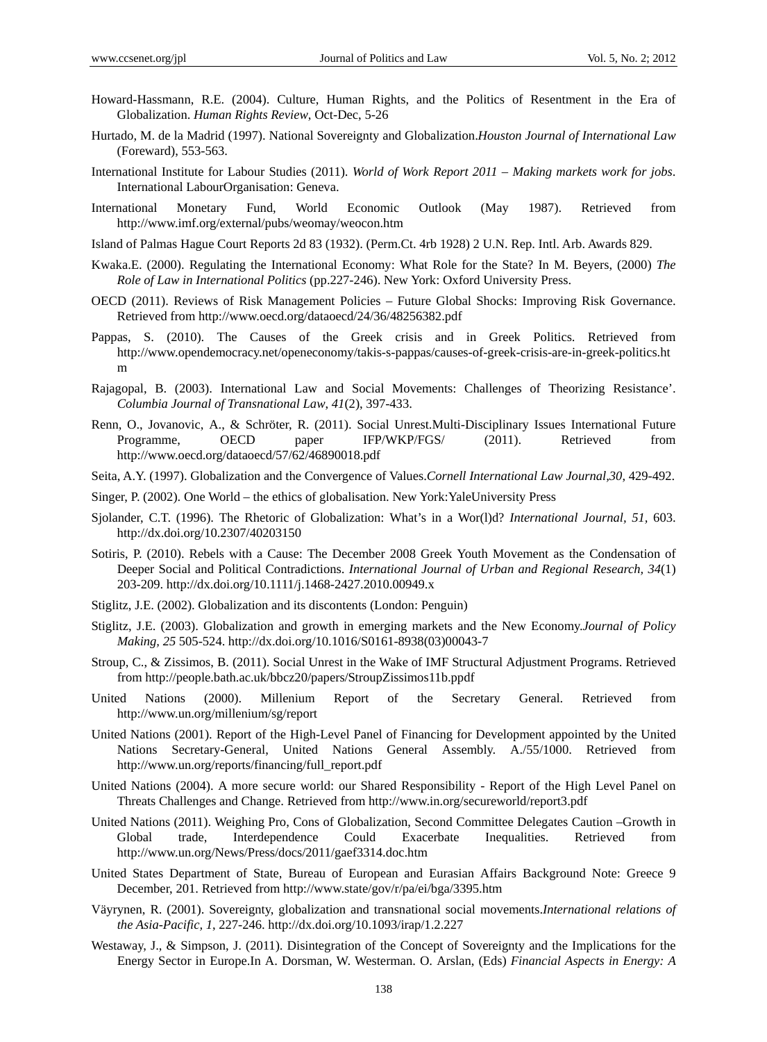Howard-Hassmann, R.E. (2004). Culture, Human Rights, and the Politics of Resentment in the Era of Globalization. *Human Rights Review*, Oct-Dec, 5-26

Hurtado, M. de la Madrid (1997). National Sovereignty and Globalization.*Houston Journal of International Law* (Foreward), 553-563.

International Institute for Labour Studies (2011). *World of Work Report 2011 – Making markets work for jobs*. International LabourOrganisation: Geneva.

International Monetary Fund, World Economic Outlook (May 1987). Retrieved from http://www.imf.org/external/pubs/weomay/weocon.htm

Island of Palmas Hague Court Reports 2d 83 (1932). (Perm.Ct. 4rb 1928) 2 U.N. Rep. Intl. Arb. Awards 829.

Kwaka.E. (2000). Regulating the International Economy: What Role for the State? In M. Beyers, (2000) *The Role of Law in International Politics* (pp.227-246). New York: Oxford University Press.

OECD (2011). Reviews of Risk Management Policies – Future Global Shocks: Improving Risk Governance. Retrieved from http://www.oecd.org/dataoecd/24/36/48256382.pdf

Pappas, S. (2010). The Causes of the Greek crisis and in Greek Politics. Retrieved from http://www.opendemocracy.net/openeconomy/takis-s-pappas/causes-of-greek-crisis-are-in-greek-politics.htm

Rajagopal, B. (2003). International Law and Social Movements: Challenges of Theorizing Resistance'. *Columbia Journal of Transnational Law, 41*(2), 397-433.

Renn, O., Jovanovic, A., & Schröter, R. (2011). Social Unrest.Multi-Disciplinary Issues International Future Programme, OECD paper IFP/WKP/FGS/ (2011). Retrieved from http://www.oecd.org/dataoecd/57/62/46890018.pdf

Seita, A.Y. (1997). Globalization and the Convergence of Values.*Cornell International Law Journal,30*, 429-492.

Singer, P. (2002). One World – the ethics of globalisation. New York:YaleUniversity Press

Sjolander, C.T. (1996). The Rhetoric of Globalization: What's in a Wor(l)d? *International Journal, 51*, 603. http://dx.doi.org/10.2307/40203150

Sotiris, P. (2010). Rebels with a Cause: The December 2008 Greek Youth Movement as the Condensation of Deeper Social and Political Contradictions. *International Journal of Urban and Regional Research, 34*(1) 203-209. http://dx.doi.org/10.1111/j.1468-2427.2010.00949.x

Stiglitz, J.E. (2002). Globalization and its discontents (London: Penguin)

Stiglitz, J.E. (2003). Globalization and growth in emerging markets and the New Economy.*Journal of Policy Making, 25* 505-524. http://dx.doi.org/10.1016/S0161-8938(03)00043-7

Stroup, C., & Zissimos, B. (2011). Social Unrest in the Wake of IMF Structural Adjustment Programs. Retrieved from http://people.bath.ac.uk/bbcz20/papers/StroupZissimos11b.ppdf

United Nations (2000). Millenium Report of the Secretary General. Retrieved from http://www.un.org/millenium/sg/report

United Nations (2001). Report of the High-Level Panel of Financing for Development appointed by the United Nations Secretary-General, United Nations General Assembly. A./55/1000. Retrieved from http://www.un.org/reports/financing/full_report.pdf

United Nations (2004). A more secure world: our Shared Responsibility - Report of the High Level Panel on Threats Challenges and Change. Retrieved from http://www.in.org/secureworld/report3.pdf

United Nations (2011). Weighing Pro, Cons of Globalization, Second Committee Delegates Caution –Growth in Global trade, Interdependence Could Exacerbate Inequalities. Retrieved from http://www.un.org/News/Press/docs/2011/gaef3314.doc.htm

United States Department of State, Bureau of European and Eurasian Affairs Background Note: Greece 9 December, 201. Retrieved from http://www.state/gov/r/pa/ei/bga/3395.htm

Väyrynen, R. (2001). Sovereignty, globalization and transnational social movements.*International relations of the Asia-Pacific, 1*, 227-246. http://dx.doi.org/10.1093/irap/1.2.227

Westaway, J., & Simpson, J. (2011). Disintegration of the Concept of Sovereignty and the Implications for the Energy Sector in Europe.In A. Dorsman, W. Westerman. O. Arslan, (Eds) *Financial Aspects in Energy: A*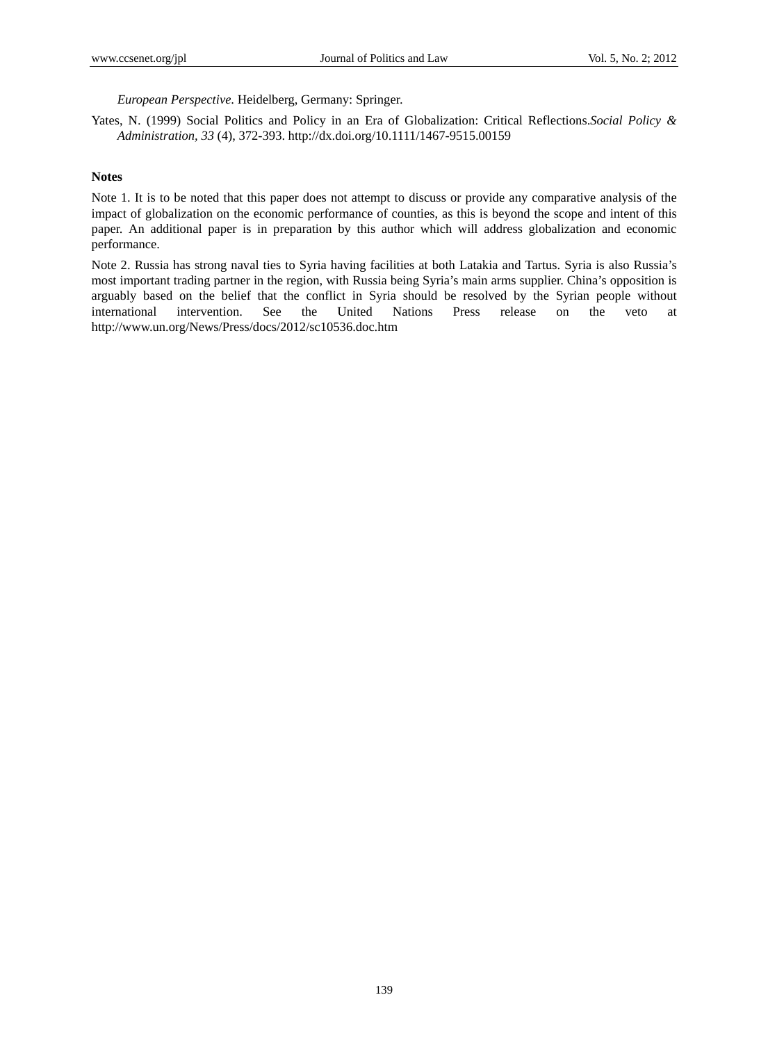*European Perspective*. Heidelberg, Germany: Springer.

Yates, N. (1999) Social Politics and Policy in an Era of Globalization: Critical Reflections.*Social Policy & Administration, 33* (4), 372-393. http://dx.doi.org/10.1111/1467-9515.00159

**Notes**

Note 1. It is to be noted that this paper does not attempt to discuss or provide any comparative analysis of the impact of globalization on the economic performance of counties, as this is beyond the scope and intent of this paper. An additional paper is in preparation by this author which will address globalization and economic performance.

Note 2. Russia has strong naval ties to Syria having facilities at both Latakia and Tartus. Syria is also Russia's most important trading partner in the region, with Russia being Syria's main arms supplier. China's opposition is arguably based on the belief that the conflict in Syria should be resolved by the Syrian people without international intervention. See the United Nations Press release on the veto at http://www.un.org/News/Press/docs/2012/sc10536.doc.htm